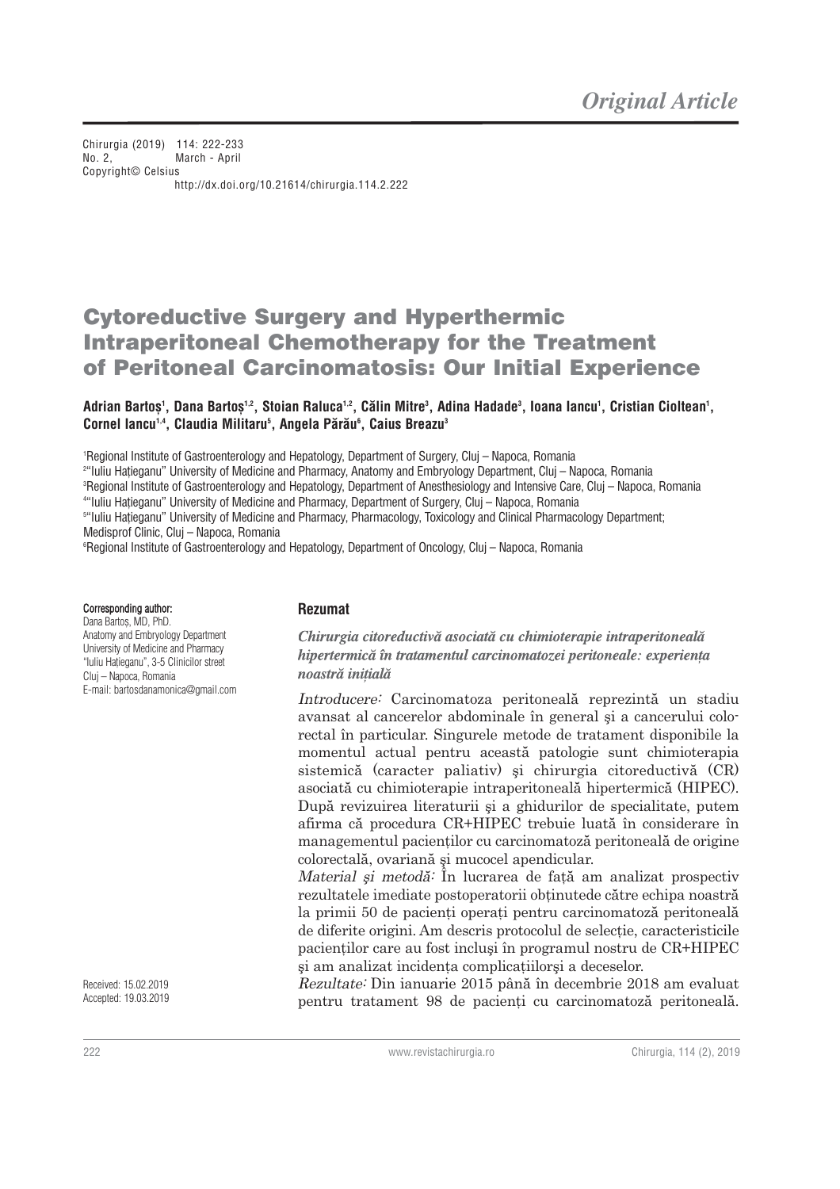*Original Article*

Chirurgia (2019) 114: 222-233
No. 2, March - April
Copyright© Celsius
http://dx.doi.org/10.21614/chirurgia.114.2.222

# Cytoreductive Surgery and Hyperthermic Intraperitoneal Chemotherapy for the Treatment of Peritoneal Carcinomatosis: Our Initial Experience

**Adrian Bartoș[1], Dana Bartoș[1,2], Stoian Raluca[1,2], Călin Mitre[3], Adina Hadade[3], Ioana Iancu[1], Cristian Cioltean[1], Cornel Iancu[1,4], Claudia Militaru[5], Angela Părău[6], Caius Breazu[3]**

[1]Regional Institute of Gastroenterology and Hepatology, Department of Surgery, Cluj – Napoca, Romania
[2]"Iuliu Hațieganu" University of Medicine and Pharmacy, Anatomy and Embryology Department, Cluj – Napoca, Romania
[3]Regional Institute of Gastroenterology and Hepatology, Department of Anesthesiology and Intensive Care, Cluj – Napoca, Romania
[4]"Iuliu Hațieganu" University of Medicine and Pharmacy, Department of Surgery, Cluj – Napoca, Romania
[5]"Iuliu Hațieganu" University of Medicine and Pharmacy, Pharmacology, Toxicology and Clinical Pharmacology Department; Medisprof Clinic, Cluj – Napoca, Romania
[6]Regional Institute of Gastroenterology and Hepatology, Department of Oncology, Cluj – Napoca, Romania

**Corresponding author:**
Dana Bartoș, MD, PhD.
Anatomy and Embryology Department
University of Medicine and Pharmacy
"Iuliu Hațieganu", 3-5 Clinicilor street
Cluj – Napoca, Romania
E-mail: bartosdanamonica@gmail.com

Received: 15.02.2019
Accepted: 19.03.2019

### Rezumat

***Chirurgia citoreductivă asociată cu chimioterapie intraperitoneală hipertermică în tratamentul carcinomatozei peritoneale: experiența noastră inițială***

*Introducere:* Carcinomatoza peritoneală reprezintă un stadiu avansat al cancerelor abdominale în general şi a cancerului colorectal în particular. Singurele metode de tratament disponibile la momentul actual pentru această patologie sunt chimioterapia sistemică (caracter paliativ) şi chirurgia citoreductivă (CR) asociată cu chimioterapie intraperitoneală hipertermică (HIPEC). După revizuirea literaturii şi a ghidurilor de specialitate, putem afirma că procedura CR+HIPEC trebuie luată în considerare în managementul pacienților cu carcinomatoză peritoneală de origine colorectală, ovariană şi mucocel apendicular.

*Material şi metodă:* În lucrarea de față am analizat prospectiv rezultatele imediate postoperatorii obținutede către echipa noastră la primii 50 de pacienți operați pentru carcinomatoză peritoneală de diferite origini. Am descris protocolul de selecție, caracteristicile pacienților care au fost incluşi în programul nostru de CR+HIPEC şi am analizat incidența complicațiilorşi a deceselor.

*Rezultate:* Din ianuarie 2015 până în decembrie 2018 am evaluat pentru tratament 98 de pacienți cu carcinomatoză peritoneală.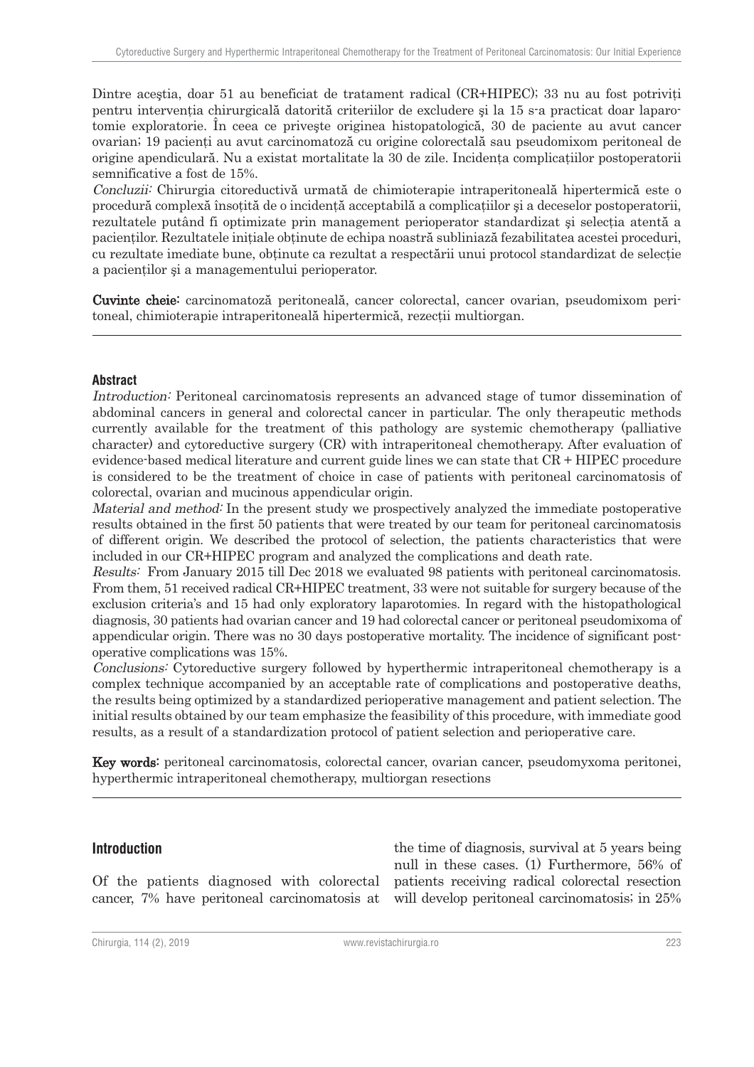Dintre aceştia, doar 51 au beneficiat de tratament radical (CR+HIPEC); 33 nu au fost potriviţi pentru intervenţia chirurgicală datorită criteriilor de excludere şi la 15 s-a practicat doar laparotomie exploratorie. În ceea ce priveşte originea histopatologică, 30 de paciente au avut cancer ovarian; 19 pacienţi au avut carcinomatoză cu origine colorectală sau pseudomixom peritoneal de origine apendiculară. Nu a existat mortalitate la 30 de zile. Incidenţa complicaţiilor postoperatorii semnificative a fost de 15%.

*Concluzii:* Chirurgia citoreductivă urmată de chimioterapie intraperitoneală hipertermică este o procedură complexă însoţită de o incidenţă acceptabilă a complicaţiilor şi a deceselor postoperatorii, rezultatele putând fi optimizate prin management perioperator standardizat şi selecţia atentă a pacienţilor. Rezultatele iniţiale obţinute de echipa noastră subliniază fezabilitatea acestei proceduri, cu rezultate imediate bune, obţinute ca rezultat a respectării unui protocol standardizat de selecţie a pacienţilor şi a managementului perioperator.

**Cuvinte cheie:** carcinomatoză peritoneală, cancer colorectal, cancer ovarian, pseudomixom peritoneal, chimioterapie intraperitoneală hipertermică, rezecţii multiorgan.

## Abstract

*Introduction:* Peritoneal carcinomatosis represents an advanced stage of tumor dissemination of abdominal cancers in general and colorectal cancer in particular. The only therapeutic methods currently available for the treatment of this pathology are systemic chemotherapy (palliative character) and cytoreductive surgery (CR) with intraperitoneal chemotherapy. After evaluation of evidence-based medical literature and current guide lines we can state that CR + HIPEC procedure is considered to be the treatment of choice in case of patients with peritoneal carcinomatosis of colorectal, ovarian and mucinous appendicular origin.

*Material and method:* In the present study we prospectively analyzed the immediate postoperative results obtained in the first 50 patients that were treated by our team for peritoneal carcinomatosis of different origin. We described the protocol of selection, the patients characteristics that were included in our CR+HIPEC program and analyzed the complications and death rate.

*Results:* From January 2015 till Dec 2018 we evaluated 98 patients with peritoneal carcinomatosis. From them, 51 received radical CR+HIPEC treatment, 33 were not suitable for surgery because of the exclusion criteria's and 15 had only exploratory laparotomies. In regard with the histopathological diagnosis, 30 patients had ovarian cancer and 19 had colorectal cancer or peritoneal pseudomixoma of appendicular origin. There was no 30 days postoperative mortality. The incidence of significant postoperative complications was 15%.

*Conclusions:* Cytoreductive surgery followed by hyperthermic intraperitoneal chemotherapy is a complex technique accompanied by an acceptable rate of complications and postoperative deaths, the results being optimized by a standardized perioperative management and patient selection. The initial results obtained by our team emphasize the feasibility of this procedure, with immediate good results, as a result of a standardization protocol of patient selection and perioperative care.

**Key words:** peritoneal carcinomatosis, colorectal cancer, ovarian cancer, pseudomyxoma peritonei, hyperthermic intraperitoneal chemotherapy, multiorgan resections

## Introduction

Of the patients diagnosed with colorectal cancer, 7% have peritoneal carcinomatosis at the time of diagnosis, survival at 5 years being null in these cases. (1) Furthermore, 56% of patients receiving radical colorectal resection will develop peritoneal carcinomatosis; in 25%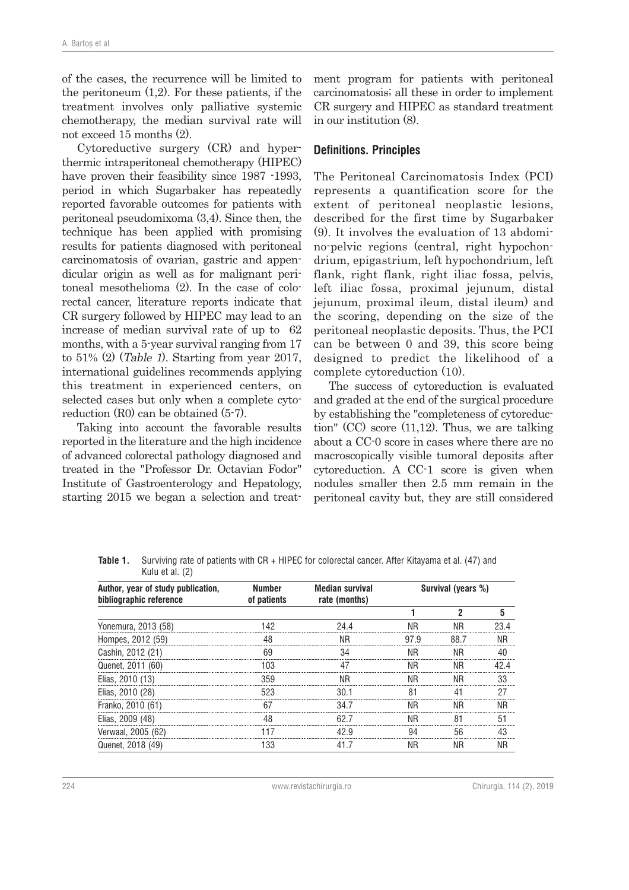of the cases, the recurrence will be limited to the peritoneum (1,2). For these patients, if the treatment involves only palliative systemic chemotherapy, the median survival rate will not exceed 15 months (2).

Cytoreductive surgery (CR) and hyperthermic intraperitoneal chemotherapy (HIPEC) have proven their feasibility since 1987 -1993, period in which Sugarbaker has repeatedly reported favorable outcomes for patients with peritoneal pseudomixoma (3,4). Since then, the technique has been applied with promising results for patients diagnosed with peritoneal carcinomatosis of ovarian, gastric and appendicular origin as well as for malignant peritoneal mesothelioma (2). In the case of colorectal cancer, literature reports indicate that CR surgery followed by HIPEC may lead to an increase of median survival rate of up to 62 months, with a 5-year survival ranging from 17 to 51% (2) (*Table 1*). Starting from year 2017, international guidelines recommends applying this treatment in experienced centers, on selected cases but only when a complete cytoreduction (R0) can be obtained (5-7).

Taking into account the favorable results reported in the literature and the high incidence of advanced colorectal pathology diagnosed and treated in the "Professor Dr. Octavian Fodor" Institute of Gastroenterology and Hepatology, starting 2015 we began a selection and treatment program for patients with peritoneal carcinomatosis; all these in order to implement CR surgery and HIPEC as standard treatment in our institution (8).

## Definitions. Principles

The Peritoneal Carcinomatosis Index (PCI) represents a quantification score for the extent of peritoneal neoplastic lesions, described for the first time by Sugarbaker (9). It involves the evaluation of 13 abdomino-pelvic regions (central, right hypochondrium, epigastrium, left hypochondrium, left flank, right flank, right iliac fossa, pelvis, left iliac fossa, proximal jejunum, distal jejunum, proximal ileum, distal ileum) and the scoring, depending on the size of the peritoneal neoplastic deposits. Thus, the PCI can be between 0 and 39, this score being designed to predict the likelihood of a complete cytoreduction (10).

The success of cytoreduction is evaluated and graded at the end of the surgical procedure by establishing the "completeness of cytoreduction" (CC) score (11,12). Thus, we are talking about a CC-0 score in cases where there are no macroscopically visible tumoral deposits after cytoreduction. A CC-1 score is given when nodules smaller then 2.5 mm remain in the peritoneal cavity but, they are still considered

**Table 1.** Surviving rate of patients with CR + HIPEC for colorectal cancer. After Kitayama et al. (47) and Kulu et al. (2)

| Author, year of study publication, bibliographic reference | Number of patients | Median survival rate (months) | Survival (years %) | | |
|---|---|---|---|---|---|
| | | | 1 | 2 | 5 |
| Yonemura, 2013 (58) | 142 | 24.4 | NR | NR | 23.4 |
| Hompes, 2012 (59) | 48 | NR | 97.9 | 88.7 | NR |
| Cashin, 2012 (21) | 69 | 34 | NR | NR | 40 |
| Quenet, 2011 (60) | 103 | 47 | NR | NR | 42.4 |
| Elias, 2010 (13) | 359 | NR | NR | NR | 33 |
| Elias, 2010 (28) | 523 | 30.1 | 81 | 41 | 27 |
| Franko, 2010 (61) | 67 | 34.7 | NR | NR | NR |
| Elias, 2009 (48) | 48 | 62.7 | NR | 81 | 51 |
| Verwaal, 2005 (62) | 117 | 42.9 | 94 | 56 | 43 |
| Quenet, 2018 (49) | 133 | 41.7 | NR | NR | NR |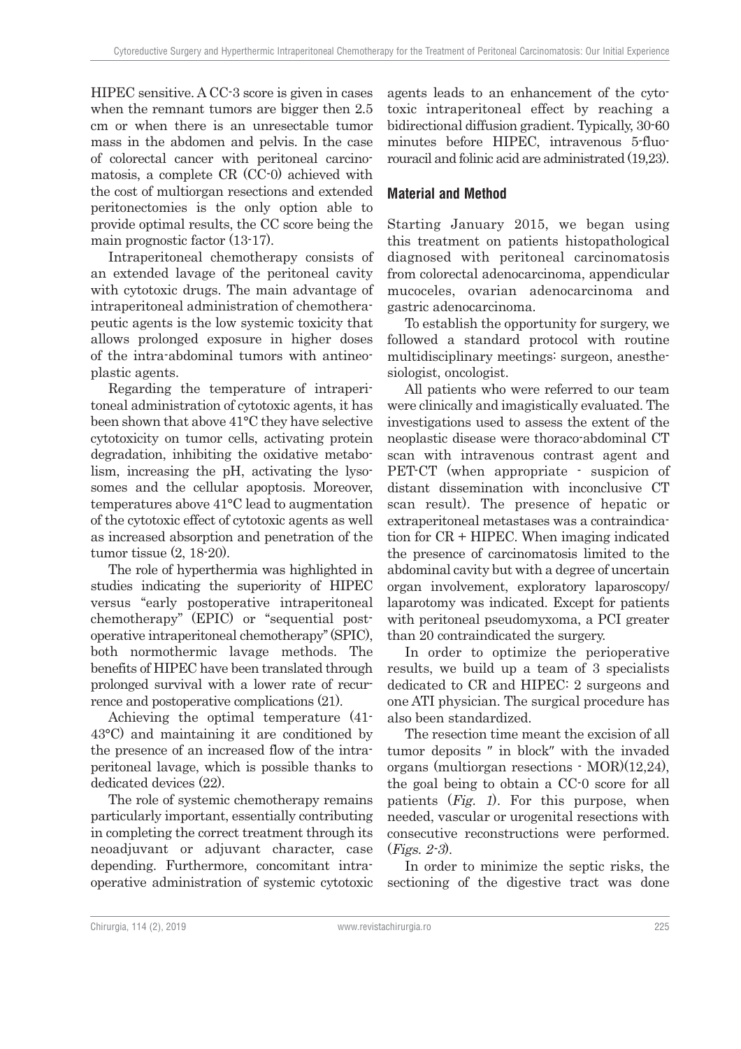HIPEC sensitive. A CC-3 score is given in cases when the remnant tumors are bigger then 2.5 cm or when there is an unresectable tumor mass in the abdomen and pelvis. In the case of colorectal cancer with peritoneal carcinomatosis, a complete CR (CC-0) achieved with the cost of multiorgan resections and extended peritonectomies is the only option able to provide optimal results, the CC score being the main prognostic factor (13-17).

Intraperitoneal chemotherapy consists of an extended lavage of the peritoneal cavity with cytotoxic drugs. The main advantage of intraperitoneal administration of chemotherapeutic agents is the low systemic toxicity that allows prolonged exposure in higher doses of the intra-abdominal tumors with antineoplastic agents.

Regarding the temperature of intraperitoneal administration of cytotoxic agents, it has been shown that above 41°C they have selective cytotoxicity on tumor cells, activating protein degradation, inhibiting the oxidative metabolism, increasing the pH, activating the lysosomes and the cellular apoptosis. Moreover, temperatures above 41°C lead to augmentation of the cytotoxic effect of cytotoxic agents as well as increased absorption and penetration of the tumor tissue (2, 18-20).

The role of hyperthermia was highlighted in studies indicating the superiority of HIPEC versus "early postoperative intraperitoneal chemotherapy" (EPIC) or "sequential postoperative intraperitoneal chemotherapy" (SPIC), both normothermic lavage methods. The benefits of HIPEC have been translated through prolonged survival with a lower rate of recurrence and postoperative complications (21).

Achieving the optimal temperature (41-43°C) and maintaining it are conditioned by the presence of an increased flow of the intraperitoneal lavage, which is possible thanks to dedicated devices (22).

The role of systemic chemotherapy remains particularly important, essentially contributing in completing the correct treatment through its neoadjuvant or adjuvant character, case depending. Furthermore, concomitant intraoperative administration of systemic cytotoxic agents leads to an enhancement of the cytotoxic intraperitoneal effect by reaching a bidirectional diffusion gradient. Typically, 30-60 minutes before HIPEC, intravenous 5-fluorouracil and folinic acid are administrated (19,23).

## Material and Method

Starting January 2015, we began using this treatment on patients histopathological diagnosed with peritoneal carcinomatosis from colorectal adenocarcinoma, appendicular mucoceles, ovarian adenocarcinoma and gastric adenocarcinoma.

To establish the opportunity for surgery, we followed a standard protocol with routine multidisciplinary meetings: surgeon, anesthesiologist, oncologist.

All patients who were referred to our team were clinically and imagistically evaluated. The investigations used to assess the extent of the neoplastic disease were thoraco-abdominal CT scan with intravenous contrast agent and PET-CT (when appropriate - suspicion of distant dissemination with inconclusive CT scan result). The presence of hepatic or extraperitoneal metastases was a contraindication for CR + HIPEC. When imaging indicated the presence of carcinomatosis limited to the abdominal cavity but with a degree of uncertain organ involvement, exploratory laparoscopy/ laparotomy was indicated. Except for patients with peritoneal pseudomyxoma, a PCI greater than 20 contraindicated the surgery.

In order to optimize the perioperative results, we build up a team of 3 specialists dedicated to CR and HIPEC: 2 surgeons and one ATI physician. The surgical procedure has also been standardized.

The resection time meant the excision of all tumor deposits " in block" with the invaded organs (multiorgan resections - MOR)(12,24), the goal being to obtain a CC-0 score for all patients (*Fig. 1*). For this purpose, when needed, vascular or urogenital resections with consecutive reconstructions were performed. (*Figs. 2-3*).

In order to minimize the septic risks, the sectioning of the digestive tract was done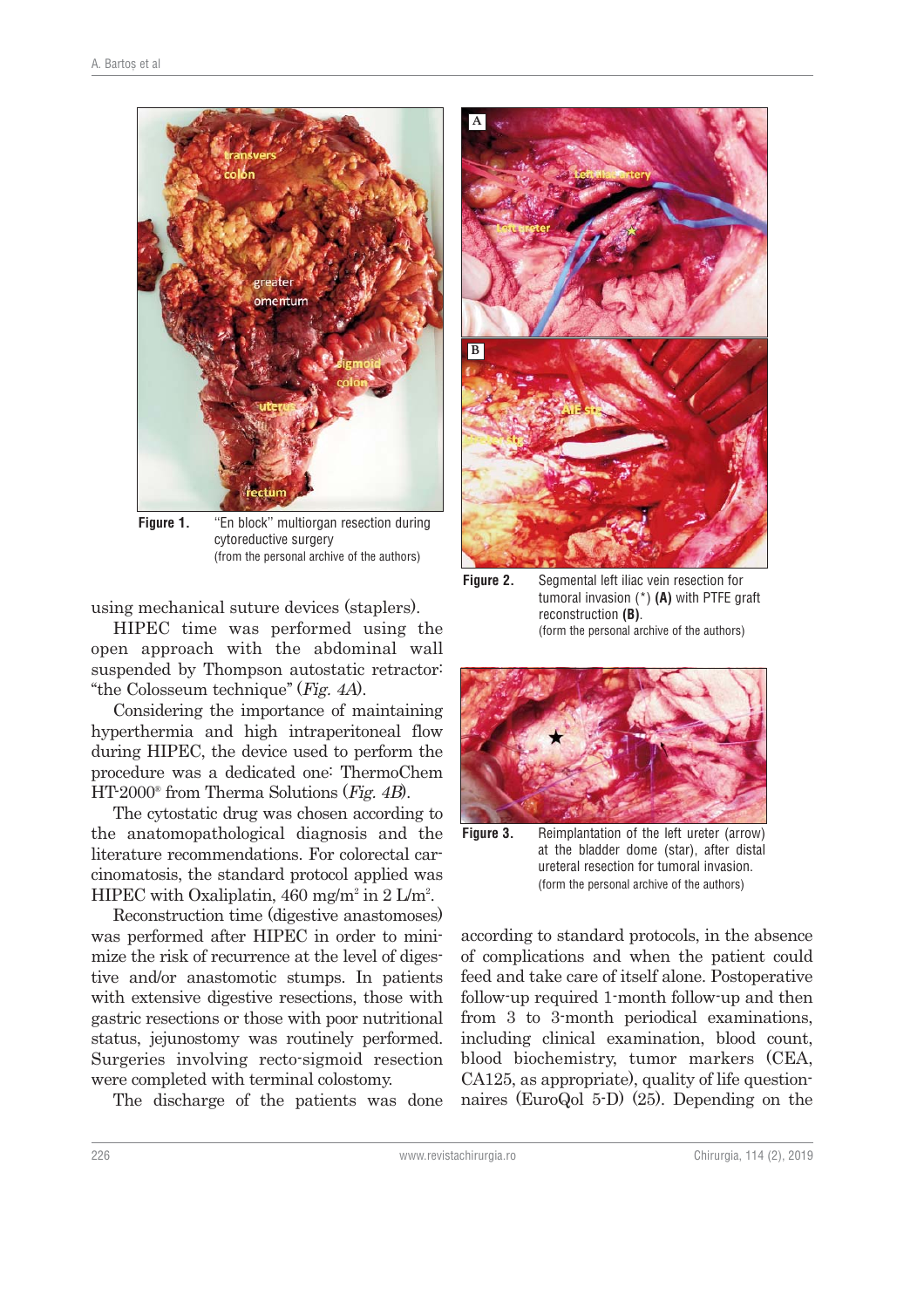Figure 1. "En block" multiorgan resection during cytoreductive surgery (from the personal archive of the authors)

Figure 2. Segmental left iliac vein resection for tumoral invasion (*) **(A)** with PTFE graft reconstruction **(B)**. (form the personal archive of the authors)

Figure 3. Reimplantation of the left ureter (arrow) at the bladder dome (star), after distal ureteral resection for tumoral invasion. (form the personal archive of the authors)

using mechanical suture devices (staplers).

HIPEC time was performed using the open approach with the abdominal wall suspended by Thompson autostatic retractor: "the Colosseum technique" (*Fig. 4A*).

Considering the importance of maintaining hyperthermia and high intraperitoneal flow during HIPEC, the device used to perform the procedure was a dedicated one: ThermoChem HT-2000® from Therma Solutions (*Fig. 4B*).

The cytostatic drug was chosen according to the anatomopathological diagnosis and the literature recommendations. For colorectal carcinomatosis, the standard protocol applied was HIPEC with Oxaliplatin, 460 mg/m² in 2 L/m².

Reconstruction time (digestive anastomoses) was performed after HIPEC in order to minimize the risk of recurrence at the level of digestive and/or anastomotic stumps. In patients with extensive digestive resections, those with gastric resections or those with poor nutritional status, jejunostomy was routinely performed. Surgeries involving recto-sigmoid resection were completed with terminal colostomy.

The discharge of the patients was done according to standard protocols, in the absence of complications and when the patient could feed and take care of itself alone. Postoperative follow-up required 1-month follow-up and then from 3 to 3-month periodical examinations, including clinical examination, blood count, blood biochemistry, tumor markers (CEA, CA125, as appropriate), quality of life questionnaires (EuroQol 5-D) (25). Depending on the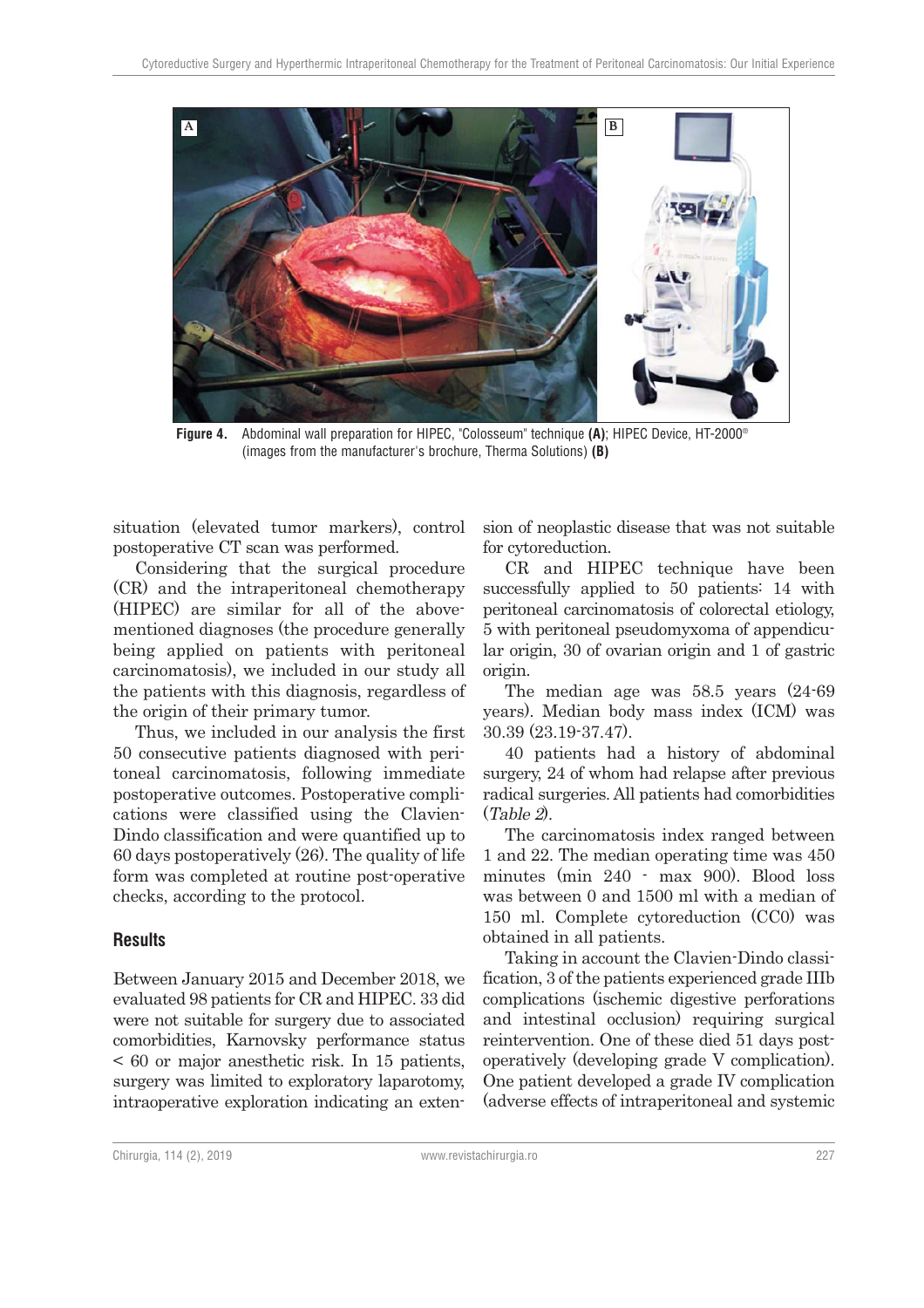**Figure 4.** Abdominal wall preparation for HIPEC, "Colosseum" technique **(A)**; HIPEC Device, HT-2000® (images from the manufacturer's brochure, Therma Solutions) **(B)**

situation (elevated tumor markers), control postoperative CT scan was performed.

Considering that the surgical procedure (CR) and the intraperitoneal chemotherapy (HIPEC) are similar for all of the above-mentioned diagnoses (the procedure generally being applied on patients with peritoneal carcinomatosis), we included in our study all the patients with this diagnosis, regardless of the origin of their primary tumor.

Thus, we included in our analysis the first 50 consecutive patients diagnosed with peritoneal carcinomatosis, following immediate postoperative outcomes. Postoperative complications were classified using the Clavien-Dindo classification and were quantified up to 60 days postoperatively (26). The quality of life form was completed at routine post-operative checks, according to the protocol.

## Results

Between January 2015 and December 2018, we evaluated 98 patients for CR and HIPEC. 33 did were not suitable for surgery due to associated comorbidities, Karnovsky performance status < 60 or major anesthetic risk. In 15 patients, surgery was limited to exploratory laparotomy, intraoperative exploration indicating an extension of neoplastic disease that was not suitable for cytoreduction.

CR and HIPEC technique have been successfully applied to 50 patients: 14 with peritoneal carcinomatosis of colorectal etiology, 5 with peritoneal pseudomyxoma of appendicular origin, 30 of ovarian origin and 1 of gastric origin.

The median age was 58.5 years (24-69 years). Median body mass index (ICM) was 30.39 (23.19-37.47).

40 patients had a history of abdominal surgery, 24 of whom had relapse after previous radical surgeries. All patients had comorbidities (*Table 2*).

The carcinomatosis index ranged between 1 and 22. The median operating time was 450 minutes (min 240 - max 900). Blood loss was between 0 and 1500 ml with a median of 150 ml. Complete cytoreduction (CC0) was obtained in all patients.

Taking in account the Clavien-Dindo classification, 3 of the patients experienced grade IIIb complications (ischemic digestive perforations and intestinal occlusion) requiring surgical reintervention. One of these died 51 days postoperatively (developing grade V complication). One patient developed a grade IV complication (adverse effects of intraperitoneal and systemic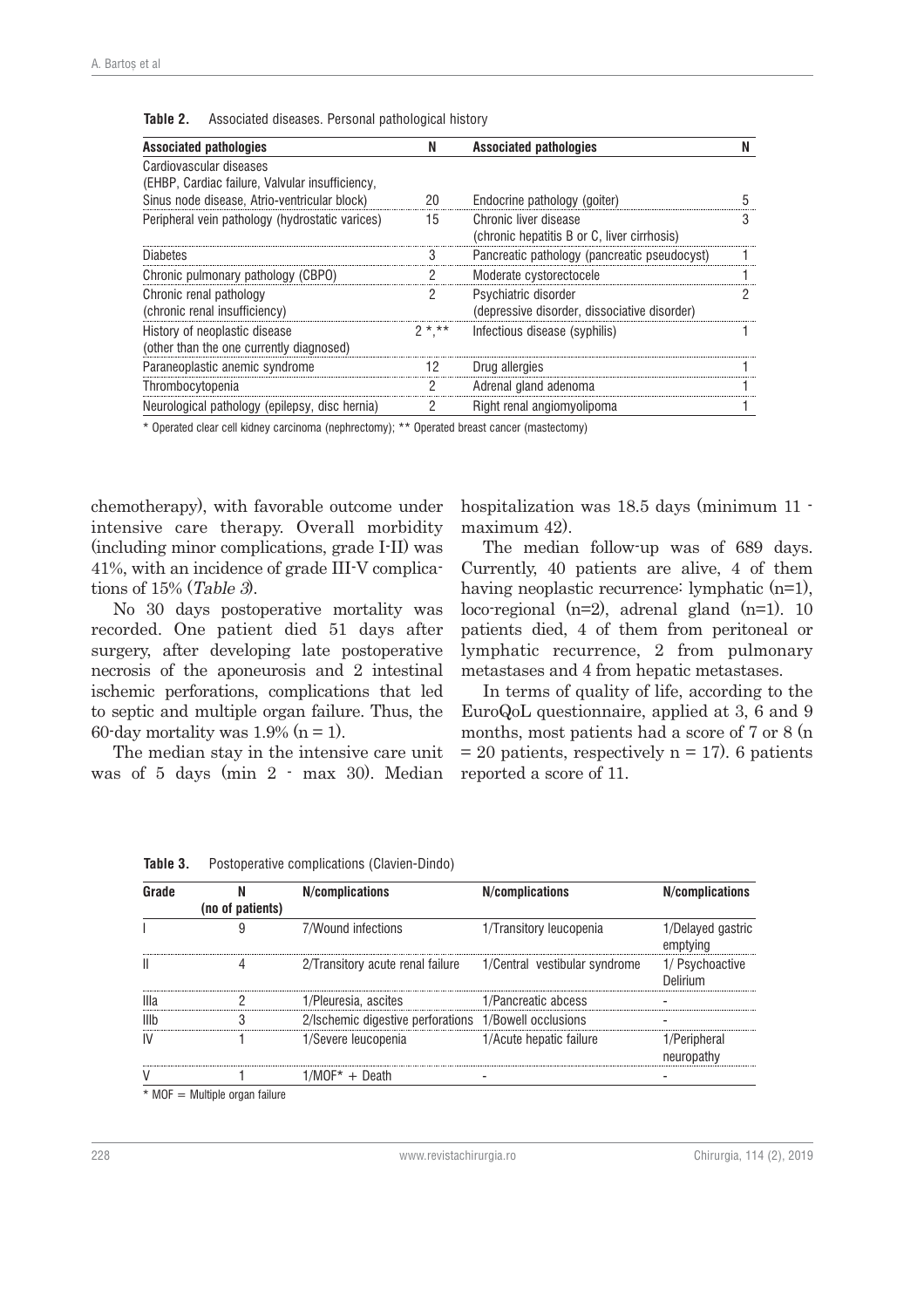**Table 2.** Associated diseases. Personal pathological history

| Associated pathologies | N | Associated pathologies | N |
|---|---|---|---|
| Cardiovascular diseases (EHBP, Cardiac failure, Valvular insufficiency, Sinus node disease, Atrio-ventricular block) | 20 | Endocrine pathology (goiter) | 5 |
| Peripheral vein pathology (hydrostatic varices) | 15 | Chronic liver disease (chronic hepatitis B or C, liver cirrhosis) | 3 |
| Diabetes | 3 | Pancreatic pathology (pancreatic pseudocyst) | 1 |
| Chronic pulmonary pathology (CBPO) | 2 | Moderate cystorectocele | 1 |
| Chronic renal pathology (chronic renal insufficiency) | 2 | Psychiatric disorder (depressive disorder, dissociative disorder) | 2 |
| History of neoplastic disease (other than the one currently diagnosed) | 2 *,** | Infectious disease (syphilis) | 1 |
| Paraneoplastic anemic syndrome | 12 | Drug allergies | 1 |
| Thrombocytopenia | 2 | Adrenal gland adenoma | 1 |
| Neurological pathology (epilepsy, disc hernia) | 2 | Right renal angiomyolipoma | 1 |

\* Operated clear cell kidney carcinoma (nephrectomy); ** Operated breast cancer (mastectomy)

chemotherapy), with favorable outcome under intensive care therapy. Overall morbidity (including minor complications, grade I-II) was 41%, with an incidence of grade III-V complications of 15% (*Table 3*).

No 30 days postoperative mortality was recorded. One patient died 51 days after surgery, after developing late postoperative necrosis of the aponeurosis and 2 intestinal ischemic perforations, complications that led to septic and multiple organ failure. Thus, the 60-day mortality was 1.9% (n = 1).

The median stay in the intensive care unit was of 5 days (min 2 - max 30). Median hospitalization was 18.5 days (minimum 11 - maximum 42).

The median follow-up was of 689 days. Currently, 40 patients are alive, 4 of them having neoplastic recurrence: lymphatic (n=1), loco-regional (n=2), adrenal gland (n=1). 10 patients died, 4 of them from peritoneal or lymphatic recurrence, 2 from pulmonary metastases and 4 from hepatic metastases.

In terms of quality of life, according to the EuroQoL questionnaire, applied at 3, 6 and 9 months, most patients had a score of 7 or 8 (n = 20 patients, respectively n = 17). 6 patients reported a score of 11.

**Table 3.** Postoperative complications (Clavien-Dindo)

| Grade | N (no of patients) | N/complications | N/complications | N/complications |
|---|---|---|---|---|
| I | 9 | 7/Wound infections | 1/Transitory leucopenia | 1/Delayed gastric emptying |
| II | 4 | 2/Transitory acute renal failure | 1/Central vestibular syndrome | 1/ Psychoactive Delirium |
| IIIa | 2 | 1/Pleuresia, ascites | 1/Pancreatic abcess | - |
| IIIb | 3 | 2/Ischemic digestive perforations | 1/Bowell occlusions | - |
| IV | 1 | 1/Severe leucopenia | 1/Acute hepatic failure | 1/Peripheral neuropathy |
| V | 1 | 1/MOF* + Death | - | - |

\* MOF = Multiple organ failure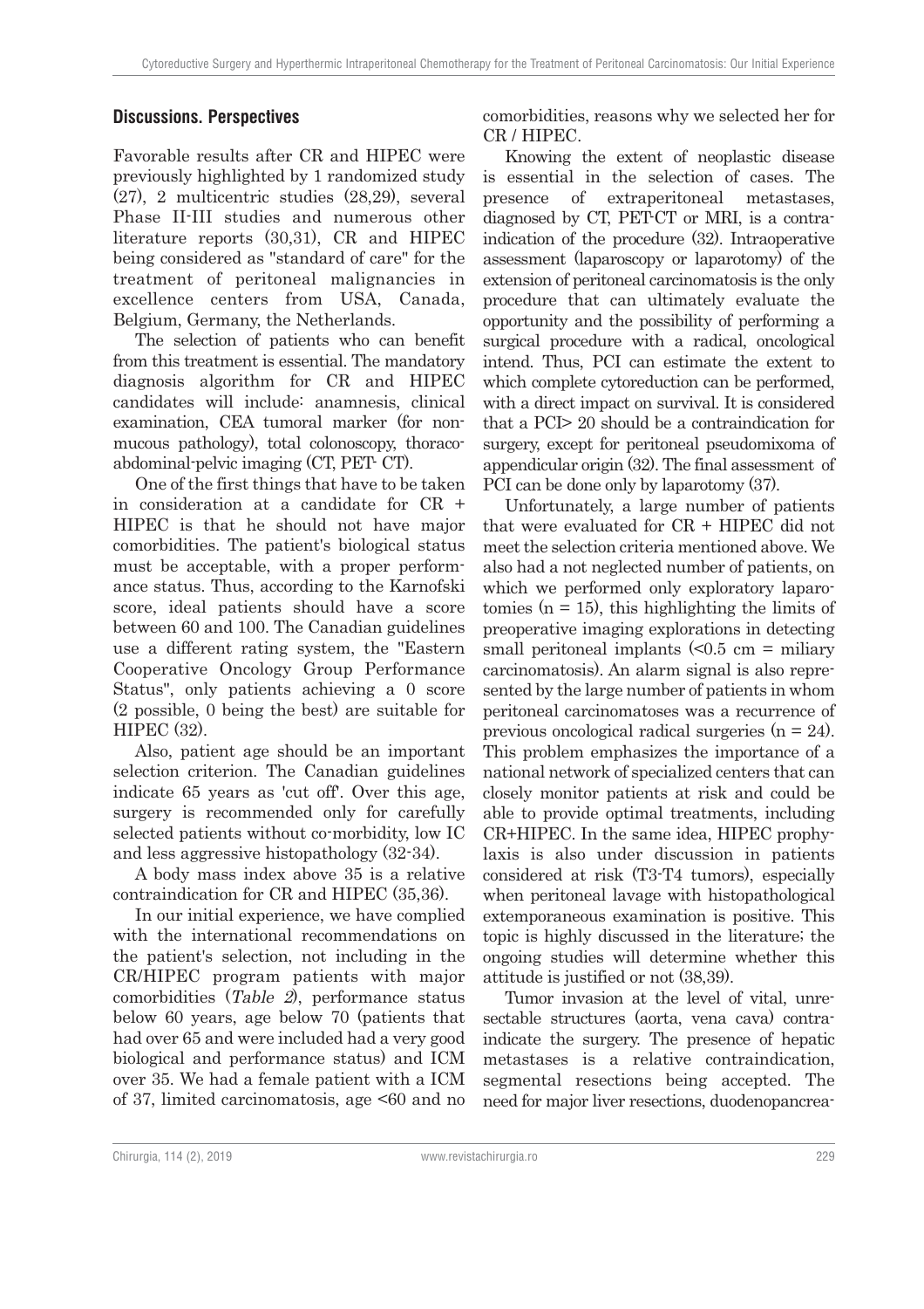## Discussions. Perspectives

Favorable results after CR and HIPEC were previously highlighted by 1 randomized study (27), 2 multicentric studies (28,29), several Phase II-III studies and numerous other literature reports (30,31), CR and HIPEC being considered as "standard of care" for the treatment of peritoneal malignancies in excellence centers from USA, Canada, Belgium, Germany, the Netherlands.

The selection of patients who can benefit from this treatment is essential. The mandatory diagnosis algorithm for CR and HIPEC candidates will include: anamnesis, clinical examination, CEA tumoral marker (for non-mucous pathology), total colonoscopy, thoraco-abdominal-pelvic imaging (CT, PET- CT).

One of the first things that have to be taken in consideration at a candidate for CR + HIPEC is that he should not have major comorbidities. The patient's biological status must be acceptable, with a proper performance status. Thus, according to the Karnofski score, ideal patients should have a score between 60 and 100. The Canadian guidelines use a different rating system, the "Eastern Cooperative Oncology Group Performance Status", only patients achieving a 0 score (2 possible, 0 being the best) are suitable for HIPEC (32).

Also, patient age should be an important selection criterion. The Canadian guidelines indicate 65 years as 'cut off'. Over this age, surgery is recommended only for carefully selected patients without co-morbidity, low IC and less aggressive histopathology (32-34).

A body mass index above 35 is a relative contraindication for CR and HIPEC (35,36).

In our initial experience, we have complied with the international recommendations on the patient's selection, not including in the CR/HIPEC program patients with major comorbidities (*Table 2*), performance status below 60 years, age below 70 (patients that had over 65 and were included had a very good biological and performance status) and ICM over 35. We had a female patient with a ICM of 37, limited carcinomatosis, age <60 and no comorbidities, reasons why we selected her for CR / HIPEC.

Knowing the extent of neoplastic disease is essential in the selection of cases. The presence of extraperitoneal metastases, diagnosed by CT, PET-CT or MRI, is a contraindication of the procedure (32). Intraoperative assessment (laparoscopy or laparotomy) of the extension of peritoneal carcinomatosis is the only procedure that can ultimately evaluate the opportunity and the possibility of performing a surgical procedure with a radical, oncological intend. Thus, PCI can estimate the extent to which complete cytoreduction can be performed, with a direct impact on survival. It is considered that a PCI> 20 should be a contraindication for surgery, except for peritoneal pseudomixoma of appendicular origin (32). The final assessment of PCI can be done only by laparotomy (37).

Unfortunately, a large number of patients that were evaluated for CR + HIPEC did not meet the selection criteria mentioned above. We also had a not neglected number of patients, on which we performed only exploratory laparotomies (n = 15), this highlighting the limits of preoperative imaging explorations in detecting small peritoneal implants (<0.5 cm = miliary carcinomatosis). An alarm signal is also represented by the large number of patients in whom peritoneal carcinomatoses was a recurrence of previous oncological radical surgeries (n = 24). This problem emphasizes the importance of a national network of specialized centers that can closely monitor patients at risk and could be able to provide optimal treatments, including CR+HIPEC. In the same idea, HIPEC prophylaxis is also under discussion in patients considered at risk (T3-T4 tumors), especially when peritoneal lavage with histopathological extemporaneous examination is positive. This topic is highly discussed in the literature; the ongoing studies will determine whether this attitude is justified or not (38,39).

Tumor invasion at the level of vital, unresectable structures (aorta, vena cava) contraindicate the surgery. The presence of hepatic metastases is a relative contraindication, segmental resections being accepted. The need for major liver resections, duodenopancrea-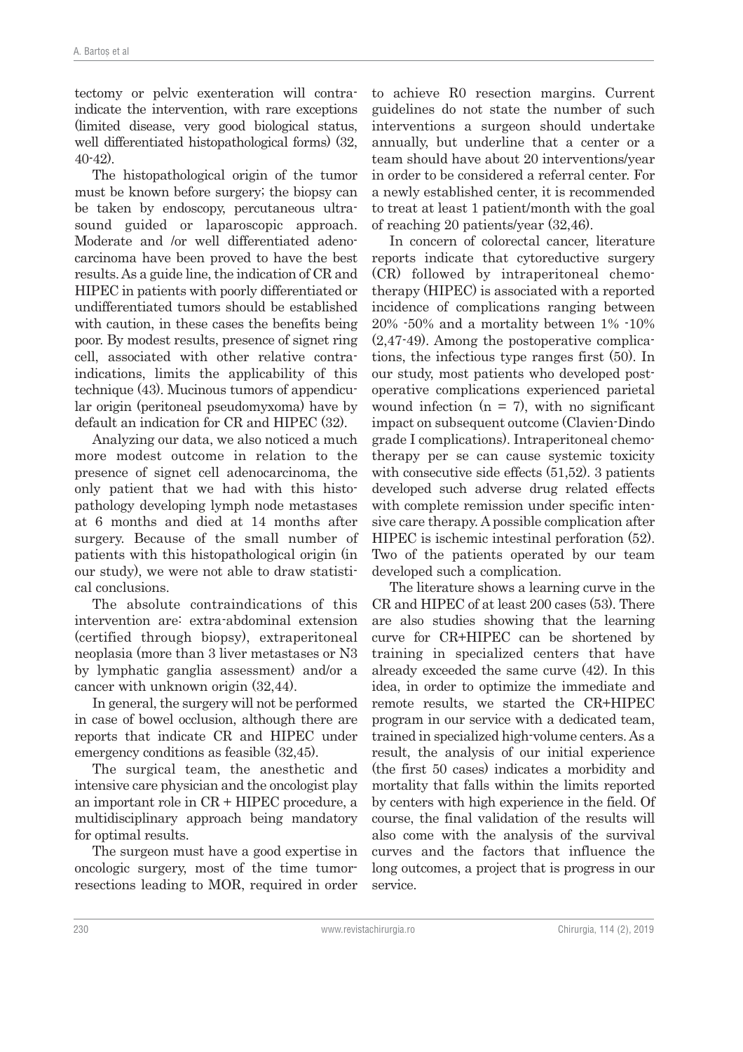tectomy or pelvic exenteration will contraindicate the intervention, with rare exceptions (limited disease, very good biological status, well differentiated histopathological forms) (32, 40-42).

The histopathological origin of the tumor must be known before surgery; the biopsy can be taken by endoscopy, percutaneous ultrasound guided or laparoscopic approach. Moderate and /or well differentiated adenocarcinoma have been proved to have the best results. As a guide line, the indication of CR and HIPEC in patients with poorly differentiated or undifferentiated tumors should be established with caution, in these cases the benefits being poor. By modest results, presence of signet ring cell, associated with other relative contraindications, limits the applicability of this technique (43). Mucinous tumors of appendicular origin (peritoneal pseudomyxoma) have by default an indication for CR and HIPEC (32).

Analyzing our data, we also noticed a much more modest outcome in relation to the presence of signet cell adenocarcinoma, the only patient that we had with this histopathology developing lymph node metastases at 6 months and died at 14 months after surgery. Because of the small number of patients with this histopathological origin (in our study), we were not able to draw statistical conclusions.

The absolute contraindications of this intervention are: extra-abdominal extension (certified through biopsy), extraperitoneal neoplasia (more than 3 liver metastases or N3 by lymphatic ganglia assessment) and/or a cancer with unknown origin (32,44).

In general, the surgery will not be performed in case of bowel occlusion, although there are reports that indicate CR and HIPEC under emergency conditions as feasible (32,45).

The surgical team, the anesthetic and intensive care physician and the oncologist play an important role in CR + HIPEC procedure, a multidisciplinary approach being mandatory for optimal results.

The surgeon must have a good expertise in oncologic surgery, most of the time tumor-resections leading to MOR, required in order to achieve R0 resection margins. Current guidelines do not state the number of such interventions a surgeon should undertake annually, but underline that a center or a team should have about 20 interventions/year in order to be considered a referral center. For a newly established center, it is recommended to treat at least 1 patient/month with the goal of reaching 20 patients/year (32,46).

In concern of colorectal cancer, literature reports indicate that cytoreductive surgery (CR) followed by intraperitoneal chemotherapy (HIPEC) is associated with a reported incidence of complications ranging between 20% -50% and a mortality between 1% -10% (2,47-49). Among the postoperative complications, the infectious type ranges first (50). In our study, most patients who developed postoperative complications experienced parietal wound infection (n = 7), with no significant impact on subsequent outcome (Clavien-Dindo grade I complications). Intraperitoneal chemotherapy per se can cause systemic toxicity with consecutive side effects (51,52). 3 patients developed such adverse drug related effects with complete remission under specific intensive care therapy. A possible complication after HIPEC is ischemic intestinal perforation (52). Two of the patients operated by our team developed such a complication.

The literature shows a learning curve in the CR and HIPEC of at least 200 cases (53). There are also studies showing that the learning curve for CR+HIPEC can be shortened by training in specialized centers that have already exceeded the same curve (42). In this idea, in order to optimize the immediate and remote results, we started the CR+HIPEC program in our service with a dedicated team, trained in specialized high-volume centers. As a result, the analysis of our initial experience (the first 50 cases) indicates a morbidity and mortality that falls within the limits reported by centers with high experience in the field. Of course, the final validation of the results will also come with the analysis of the survival curves and the factors that influence the long outcomes, a project that is progress in our service.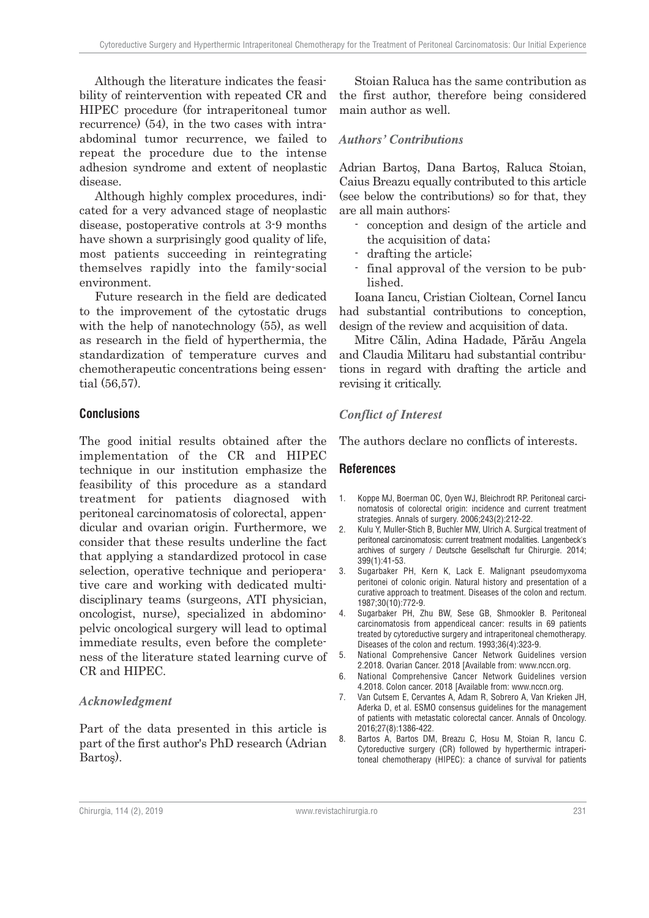Although the literature indicates the feasibility of reintervention with repeated CR and HIPEC procedure (for intraperitoneal tumor recurrence) (54), in the two cases with intraabdominal tumor recurrence, we failed to repeat the procedure due to the intense adhesion syndrome and extent of neoplastic disease.

Although highly complex procedures, indicated for a very advanced stage of neoplastic disease, postoperative controls at 3-9 months have shown a surprisingly good quality of life, most patients succeeding in reintegrating themselves rapidly into the family-social environment.

Future research in the field are dedicated to the improvement of the cytostatic drugs with the help of nanotechnology (55), as well as research in the field of hyperthermia, the standardization of temperature curves and chemotherapeutic concentrations being essential (56,57).

## Conclusions

The good initial results obtained after the implementation of the CR and HIPEC technique in our institution emphasize the feasibility of this procedure as a standard treatment for patients diagnosed with peritoneal carcinomatosis of colorectal, appendicular and ovarian origin. Furthermore, we consider that these results underline the fact that applying a standardized protocol in case selection, operative technique and perioperative care and working with dedicated multidisciplinary teams (surgeons, ATI physician, oncologist, nurse), specialized in abdominopelvic oncological surgery will lead to optimal immediate results, even before the completeness of the literature stated learning curve of CR and HIPEC.

### *Acknowledgment*

Part of the data presented in this article is part of the first author's PhD research (Adrian Bartoş).

Stoian Raluca has the same contribution as the first author, therefore being considered main author as well.

### *Authors' Contributions*

Adrian Bartoş, Dana Bartoş, Raluca Stoian, Caius Breazu equally contributed to this article (see below the contributions) so for that, they are all main authors:

- conception and design of the article and the acquisition of data;
- drafting the article;
- final approval of the version to be published.

Ioana Iancu, Cristian Cioltean, Cornel Iancu had substantial contributions to conception, design of the review and acquisition of data.

Mitre Călin, Adina Hadade, Părău Angela and Claudia Militaru had substantial contributions in regard with drafting the article and revising it critically.

### *Conflict of Interest*

The authors declare no conflicts of interests.

## References

1. Koppe MJ, Boerman OC, Oyen WJ, Bleichrodt RP. Peritoneal carcinomatosis of colorectal origin: incidence and current treatment strategies. Annals of surgery. 2006;243(2):212-22.
2. Kulu Y, Muller-Stich B, Buchler MW, Ulrich A. Surgical treatment of peritoneal carcinomatosis: current treatment modalities. Langenbeck's archives of surgery / Deutsche Gesellschaft fur Chirurgie. 2014; 399(1):41-53.
3. Sugarbaker PH, Kern K, Lack E. Malignant pseudomyxoma peritonei of colonic origin. Natural history and presentation of a curative approach to treatment. Diseases of the colon and rectum. 1987;30(10):772-9.
4. Sugarbaker PH, Zhu BW, Sese GB, Shmookler B. Peritoneal carcinomatosis from appendiceal cancer: results in 69 patients treated by cytoreductive surgery and intraperitoneal chemotherapy. Diseases of the colon and rectum. 1993;36(4):323-9.
5. National Comprehensive Cancer Network Guidelines version 2.2018. Ovarian Cancer. 2018 [Available from: www.nccn.org.
6. National Comprehensive Cancer Network Guidelines version 4.2018. Colon cancer. 2018 [Available from: www.nccn.org.
7. Van Cutsem E, Cervantes A, Adam R, Sobrero A, Van Krieken JH, Aderka D, et al. ESMO consensus guidelines for the management of patients with metastatic colorectal cancer. Annals of Oncology. 2016;27(8):1386-422.
8. Bartos A, Bartos DM, Breazu C, Hosu M, Stoian R, Iancu C. Cytoreductive surgery (CR) followed by hyperthermic intraperitoneal chemotherapy (HIPEC): a chance of survival for patients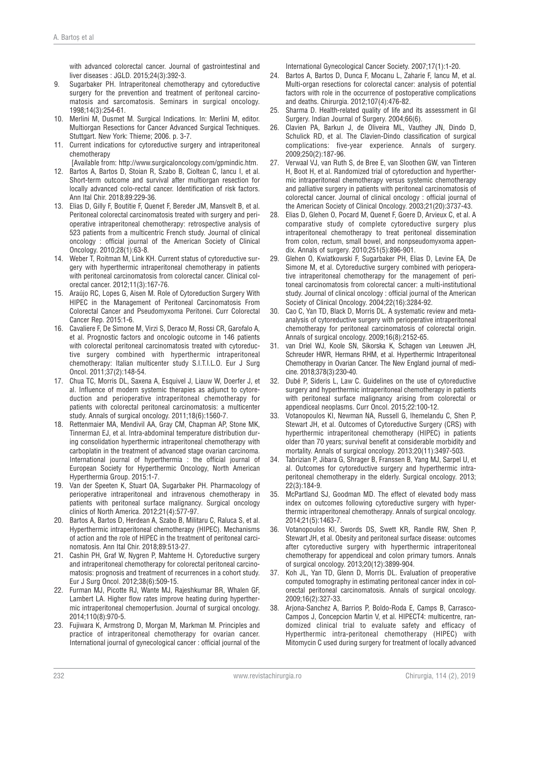with advanced colorectal cancer. Journal of gastrointestinal and liver diseases : JGLD. 2015;24(3):392-3.

9. Sugarbaker PH. Intraperitoneal chemotherapy and cytoreductive surgery for the prevention and treatment of peritoneal carcinomatosis and sarcomatosis. Seminars in surgical oncology. 1998;14(3):254-61.
10. Merlini M, Dusmet M. Surgical Indications. In: Merlini M, editor. Multiorgan Resections for Cancer Advanced Surgical Techniques. Stuttgart. New York: Thieme; 2006. p. 3-7.
11. Current indications for cytoreductive surgery and intraperitoneal chemotherapy
 [Available from: http://www.surgicaloncology.com/gpmindic.htm.
12. Bartos A, Bartos D, Stoian R, Szabo B, Cioltean C, Iancu I, et al. Short-term outcome and survival after multiorgan resection for locally advanced colo-rectal cancer. Identification of risk factors. Ann Ital Chir. 2018;89:229-36.
13. Elias D, Gilly F, Boutitie F, Quenet F, Bereder JM, Mansvelt B, et al. Peritoneal colorectal carcinomatosis treated with surgery and perioperative intraperitoneal chemotherapy: retrospective analysis of 523 patients from a multicentric French study. Journal of clinical oncology : official journal of the American Society of Clinical Oncology. 2010;28(1):63-8.
14. Weber T, Roitman M, Link KH. Current status of cytoreductive surgery with hyperthermic intraperitoneal chemotherapy in patients with peritoneal carcinomatosis from colorectal cancer. Clinical colorectal cancer. 2012;11(3):167-76.
15. Araújo RC, Lopes G, Aisen M. Role of Cytoreduction Surgery With HIPEC in the Management of Peritoneal Carcinomatosis From Colorectal Cancer and Pseudomyxoma Peritonei. Curr Colorectal Cancer Rep. 2015:1-6.
16. Cavaliere F, De Simone M, Virzi S, Deraco M, Rossi CR, Garofalo A, et al. Prognostic factors and oncologic outcome in 146 patients with colorectal peritoneal carcinomatosis treated with cytoreductive surgery combined with hyperthermic intraperitoneal chemotherapy: Italian multicenter study S.I.T.I.L.O. Eur J Surg Oncol. 2011;37(2):148-54.
17. Chua TC, Morris DL, Saxena A, Esquivel J, Liauw W, Doerfer J, et al. Influence of modern systemic therapies as adjunct to cytoreduction and perioperative intraperitoneal chemotherapy for patients with colorectal peritoneal carcinomatosis: a multicenter study. Annals of surgical oncology. 2011;18(6):1560-7.
18. Rettenmaier MA, Mendivil AA, Gray CM, Chapman AP, Stone MK, Tinnerman EJ, et al. Intra-abdominal temperature distribution during consolidation hyperthermic intraperitoneal chemotherapy with carboplatin in the treatment of advanced stage ovarian carcinoma. International journal of hyperthermia : the official journal of European Society for Hyperthermic Oncology, North American Hyperthermia Group. 2015:1-7.
19. Van der Speeten K, Stuart OA, Sugarbaker PH. Pharmacology of perioperative intraperitoneal and intravenous chemotherapy in patients with peritoneal surface malignancy. Surgical oncology clinics of North America. 2012;21(4):577-97.
20. Bartos A, Bartos D, Herdean A, Szabo B, Militaru C, Raluca S, et al. Hyperthermic intraperitoneal chemotherapy (HIPEC). Mechanisms of action and the role of HIPEC in the treatment of peritoneal carcinomatosis. Ann Ital Chir. 2018;89:513-27.
21. Cashin PH, Graf W, Nygren P, Mahteme H. Cytoreductive surgery and intraperitoneal chemotherapy for colorectal peritoneal carcinomatosis: prognosis and treatment of recurrences in a cohort study. Eur J Surg Oncol. 2012;38(6):509-15.
22. Furman MJ, Picotte RJ, Wante MJ, Rajeshkumar BR, Whalen GF, Lambert LA. Higher flow rates improve heating during hyperthermic intraperitoneal chemoperfusion. Journal of surgical oncology. 2014;110(8):970-5.
23. Fujiwara K, Armstrong D, Morgan M, Markman M. Principles and practice of intraperitoneal chemotherapy for ovarian cancer. International journal of gynecological cancer : official journal of the International Gynecological Cancer Society. 2007;17(1):1-20.
24. Bartos A, Bartos D, Dunca F, Mocanu L, Zaharie F, Iancu M, et al. Multi-organ resections for colorectal cancer: analysis of potential factors with role in the occurrence of postoperative complications and deaths. Chirurgia. 2012;107(4):476-82.
25. Sharma D. Health-related quality of life and its assessment in GI Surgery. Indian Journal of Surgery. 2004;66(6).
26. Clavien PA, Barkun J, de Oliveira ML, Vauthey JN, Dindo D, Schulick RD, et al. The Clavien-Dindo classification of surgical complications: five-year experience. Annals of surgery. 2009;250(2):187-96.
27. Verwaal VJ, van Ruth S, de Bree E, van Sloothen GW, van Tinteren H, Boot H, et al. Randomized trial of cytoreduction and hyperthermic intraperitoneal chemotherapy versus systemic chemotherapy and palliative surgery in patients with peritoneal carcinomatosis of colorectal cancer. Journal of clinical oncology : official journal of the American Society of Clinical Oncology. 2003;21(20):3737-43.
28. Elias D, Glehen O, Pocard M, Quenet F, Goere D, Arvieux C, et al. A comparative study of complete cytoreductive surgery plus intraperitoneal chemotherapy to treat peritoneal dissemination from colon, rectum, small bowel, and nonpseudomyxoma appendix. Annals of surgery. 2010;251(5):896-901.
29. Glehen O, Kwiatkowski F, Sugarbaker PH, Elias D, Levine EA, De Simone M, et al. Cytoreductive surgery combined with perioperative intraperitoneal chemotherapy for the management of peritoneal carcinomatosis from colorectal cancer: a multi-institutional study. Journal of clinical oncology : official journal of the American Society of Clinical Oncology. 2004;22(16):3284-92.
30. Cao C, Yan TD, Black D, Morris DL. A systematic review and meta-analysis of cytoreductive surgery with perioperative intraperitoneal chemotherapy for peritoneal carcinomatosis of colorectal origin. Annals of surgical oncology. 2009;16(8):2152-65.
31. van Driel WJ, Koole SN, Sikorska K, Schagen van Leeuwen JH, Schreuder HWR, Hermans RHM, et al. Hyperthermic Intraperitoneal Chemotherapy in Ovarian Cancer. The New England journal of medicine. 2018;378(3):230-40.
32. Dubé P, Sideris L, Law C. Guidelines on the use of cytoreductive surgery and hyperthermic intraperitoneal chemotherapy in patients with peritoneal surface malignancy arising from colorectal or appendiceal neoplasms. Curr Oncol. 2015;22:100-12.
33. Votanopoulos KI, Newman NA, Russell G, Ihemelandu C, Shen P, Stewart JH, et al. Outcomes of Cytoreductive Surgery (CRS) with hyperthermic intraperitoneal chemotherapy (HIPEC) in patients older than 70 years; survival benefit at considerable morbidity and mortality. Annals of surgical oncology. 2013;20(11):3497-503.
34. Tabrizian P, Jibara G, Shrager B, Franssen B, Yang MJ, Sarpel U, et al. Outcomes for cytoreductive surgery and hyperthermic intraperitoneal chemotherapy in the elderly. Surgical oncology. 2013; 22(3):184-9.
35. McPartland SJ, Goodman MD. The effect of elevated body mass index on outcomes following cytoreductive surgery with hyperthermic intraperitoneal chemotherapy. Annals of surgical oncology. 2014;21(5):1463-7.
36. Votanopoulos KI, Swords DS, Swett KR, Randle RW, Shen P, Stewart JH, et al. Obesity and peritoneal surface disease: outcomes after cytoreductive surgery with hyperthermic intraperitoneal chemotherapy for appendiceal and colon primary tumors. Annals of surgical oncology. 2013;20(12):3899-904.
37. Koh JL, Yan TD, Glenn D, Morris DL. Evaluation of preoperative computed tomography in estimating peritoneal cancer index in colorectal peritoneal carcinomatosis. Annals of surgical oncology. 2009;16(2):327-33.
38. Arjona-Sanchez A, Barrios P, Boldo-Roda E, Camps B, Carrasco-Campos J, Concepcion Martin V, et al. HIPECT4: multicentre, randomized clinical trial to evaluate safety and efficacy of Hyperthermic intra-peritoneal chemotherapy (HIPEC) with Mitomycin C used during surgery for treatment of locally advanced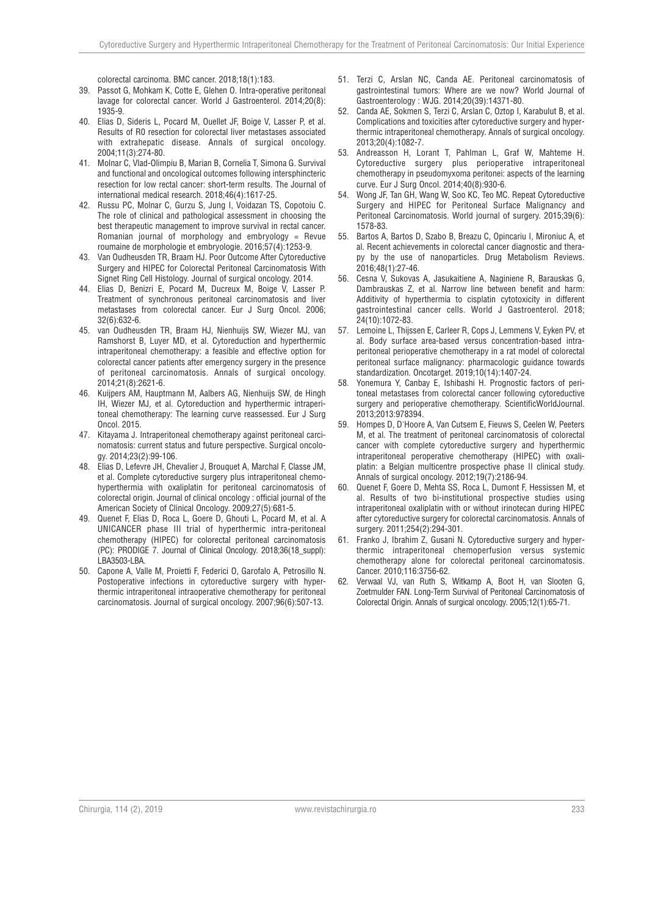colorectal carcinoma. BMC cancer. 2018;18(1):183.

39. Passot G, Mohkam K, Cotte E, Glehen O. Intra-operative peritoneal lavage for colorectal cancer. World J Gastroenterol. 2014;20(8): 1935-9.
40. Elias D, Sideris L, Pocard M, Ouellet JF, Boige V, Lasser P, et al. Results of R0 resection for colorectal liver metastases associated with extrahepatic disease. Annals of surgical oncology. 2004;11(3):274-80.
41. Molnar C, Vlad-Olimpiu B, Marian B, Cornelia T, Simona G. Survival and functional and oncological outcomes following intersphincteric resection for low rectal cancer: short-term results. The Journal of international medical research. 2018;46(4):1617-25.
42. Russu PC, Molnar C, Gurzu S, Jung I, Voidazan TS, Copotoiu C. The role of clinical and pathological assessment in choosing the best therapeutic management to improve survival in rectal cancer. Romanian journal of morphology and embryology = Revue roumaine de morphologie et embryologie. 2016;57(4):1253-9.
43. Van Oudheusden TR, Braam HJ. Poor Outcome After Cytoreductive Surgery and HIPEC for Colorectal Peritoneal Carcinomatosis With Signet Ring Cell Histology. Journal of surgical oncology. 2014.
44. Elias D, Benizri E, Pocard M, Ducreux M, Boige V, Lasser P. Treatment of synchronous peritoneal carcinomatosis and liver metastases from colorectal cancer. Eur J Surg Oncol. 2006; 32(6):632-6.
45. van Oudheusden TR, Braam HJ, Nienhuijs SW, Wiezer MJ, van Ramshorst B, Luyer MD, et al. Cytoreduction and hyperthermic intraperitoneal chemotherapy: a feasible and effective option for colorectal cancer patients after emergency surgery in the presence of peritoneal carcinomatosis. Annals of surgical oncology. 2014;21(8):2621-6.
46. Kuijpers AM, Hauptmann M, Aalbers AG, Nienhuijs SW, de Hingh IH, Wiezer MJ, et al. Cytoreduction and hyperthermic intraperitoneal chemotherapy: The learning curve reassessed. Eur J Surg Oncol. 2015.
47. Kitayama J. Intraperitoneal chemotherapy against peritoneal carcinomatosis: current status and future perspective. Surgical oncology. 2014;23(2):99-106.
48. Elias D, Lefevre JH, Chevalier J, Brouquet A, Marchal F, Classe JM, et al. Complete cytoreductive surgery plus intraperitoneal chemohyperthermia with oxaliplatin for peritoneal carcinomatosis of colorectal origin. Journal of clinical oncology : official journal of the American Society of Clinical Oncology. 2009;27(5):681-5.
49. Quenet F, Elias D, Roca L, Goere D, Ghouti L, Pocard M, et al. A UNICANCER phase III trial of hyperthermic intra-peritoneal chemotherapy (HIPEC) for colorectal peritoneal carcinomatosis (PC): PRODIGE 7. Journal of Clinical Oncology. 2018;36(18_suppl): LBA3503-LBA.
50. Capone A, Valle M, Proietti F, Federici O, Garofalo A, Petrosillo N. Postoperative infections in cytoreductive surgery with hyperthermic intraperitoneal intraoperative chemotherapy for peritoneal carcinomatosis. Journal of surgical oncology. 2007;96(6):507-13.
51. Terzi C, Arslan NC, Canda AE. Peritoneal carcinomatosis of gastrointestinal tumors: Where are we now? World Journal of Gastroenterology : WJG. 2014;20(39):14371-80.
52. Canda AE, Sokmen S, Terzi C, Arslan C, Oztop I, Karabulut B, et al. Complications and toxicities after cytoreductive surgery and hyperthermic intraperitoneal chemotherapy. Annals of surgical oncology. 2013;20(4):1082-7.
53. Andreasson H, Lorant T, Pahlman L, Graf W, Mahteme H. Cytoreductive surgery plus perioperative intraperitoneal chemotherapy in pseudomyxoma peritonei: aspects of the learning curve. Eur J Surg Oncol. 2014;40(8):930-6.
54. Wong JF, Tan GH, Wang W, Soo KC, Teo MC. Repeat Cytoreductive Surgery and HIPEC for Peritoneal Surface Malignancy and Peritoneal Carcinomatosis. World journal of surgery. 2015;39(6): 1578-83.
55. Bartos A, Bartos D, Szabo B, Breazu C, Opincariu I, Mironiuc A, et al. Recent achievements in colorectal cancer diagnostic and therapy by the use of nanoparticles. Drug Metabolism Reviews. 2016;48(1):27-46.
56. Cesna V, Sukovas A, Jasukaitiene A, Naginiene R, Barauskas G, Dambrauskas Z, et al. Narrow line between benefit and harm: Additivity of hyperthermia to cisplatin cytotoxicity in different gastrointestinal cancer cells. World J Gastroenterol. 2018; 24(10):1072-83.
57. Lemoine L, Thijssen E, Carleer R, Cops J, Lemmens V, Eyken PV, et al. Body surface area-based versus concentration-based intraperitoneal perioperative chemotherapy in a rat model of colorectal peritoneal surface malignancy: pharmacologic guidance towards standardization. Oncotarget. 2019;10(14):1407-24.
58. Yonemura Y, Canbay E, Ishibashi H. Prognostic factors of peritoneal metastases from colorectal cancer following cytoreductive surgery and perioperative chemotherapy. ScientificWorldJournal. 2013;2013:978394.
59. Hompes D, D'Hoore A, Van Cutsem E, Fieuws S, Ceelen W, Peeters M, et al. The treatment of peritoneal carcinomatosis of colorectal cancer with complete cytoreductive surgery and hyperthermic intraperitoneal peroperative chemotherapy (HIPEC) with oxaliplatin: a Belgian multicentre prospective phase II clinical study. Annals of surgical oncology. 2012;19(7):2186-94.
60. Quenet F, Goere D, Mehta SS, Roca L, Dumont F, Hessissen M, et al. Results of two bi-institutional prospective studies using intraperitoneal oxaliplatin with or without irinotecan during HIPEC after cytoreductive surgery for colorectal carcinomatosis. Annals of surgery. 2011;254(2):294-301.
61. Franko J, Ibrahim Z, Gusani N. Cytoreductive surgery and hyperthermic intraperitoneal chemoperfusion versus systemic chemotherapy alone for colorectal peritoneal carcinomatosis. Cancer. 2010;116:3756-62.
62. Verwaal VJ, van Ruth S, Witkamp A, Boot H, van Slooten G, Zoetmulder FAN. Long-Term Survival of Peritoneal Carcinomatosis of Colorectal Origin. Annals of surgical oncology. 2005;12(1):65-71.